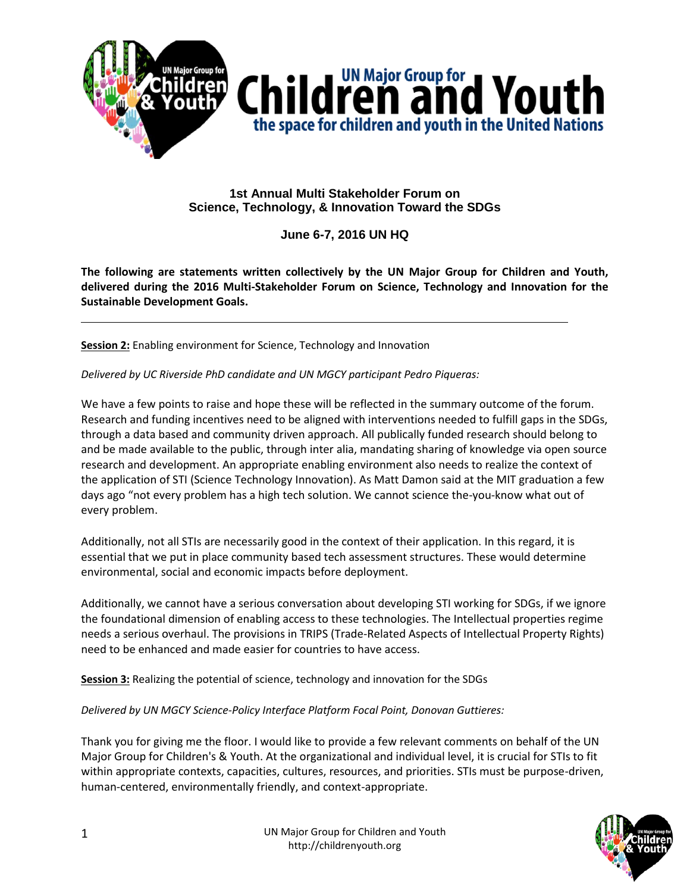# UN Major Group for Children and Youth

the space for children and youth in the United Nations

## 1st Annual Multi Stakeholder Forum on Science, Technology, & Innovation Toward the SDGs

### June 6-7, 2016 UN HQ

**The following are statements written collectively by the UN Major Group for Children and Youth, delivered during the 2016 Multi-Stakeholder Forum on Science, Technology and Innovation for the Sustainable Development Goals.**

---

**Session 2:** Enabling environment for Science, Technology and Innovation

*Delivered by UC Riverside PhD candidate and UN MGCY participant Pedro Piqueras:*

We have a few points to raise and hope these will be reflected in the summary outcome of the forum. Research and funding incentives need to be aligned with interventions needed to fulfill gaps in the SDGs, through a data based and community driven approach. All publically funded research should belong to and be made available to the public, through inter alia, mandating sharing of knowledge via open source research and development. An appropriate enabling environment also needs to realize the context of the application of STI (Science Technology Innovation). As Matt Damon said at the MIT graduation a few days ago "not every problem has a high tech solution. We cannot science the-you-know what out of every problem.

Additionally, not all STIs are necessarily good in the context of their application. In this regard, it is essential that we put in place community based tech assessment structures. These would determine environmental, social and economic impacts before deployment.

Additionally, we cannot have a serious conversation about developing STI working for SDGs, if we ignore the foundational dimension of enabling access to these technologies. The Intellectual properties regime needs a serious overhaul. The provisions in TRIPS (Trade-Related Aspects of Intellectual Property Rights) need to be enhanced and made easier for countries to have access.

**Session 3:** Realizing the potential of science, technology and innovation for the SDGs

*Delivered by UN MGCY Science-Policy Interface Platform Focal Point, Donovan Guttieres:*

Thank you for giving me the floor. I would like to provide a few relevant comments on behalf of the UN Major Group for Children's & Youth. At the organizational and individual level, it is crucial for STIs to fit within appropriate contexts, capacities, cultures, resources, and priorities. STIs must be purpose-driven, human-centered, environmentally friendly, and context-appropriate.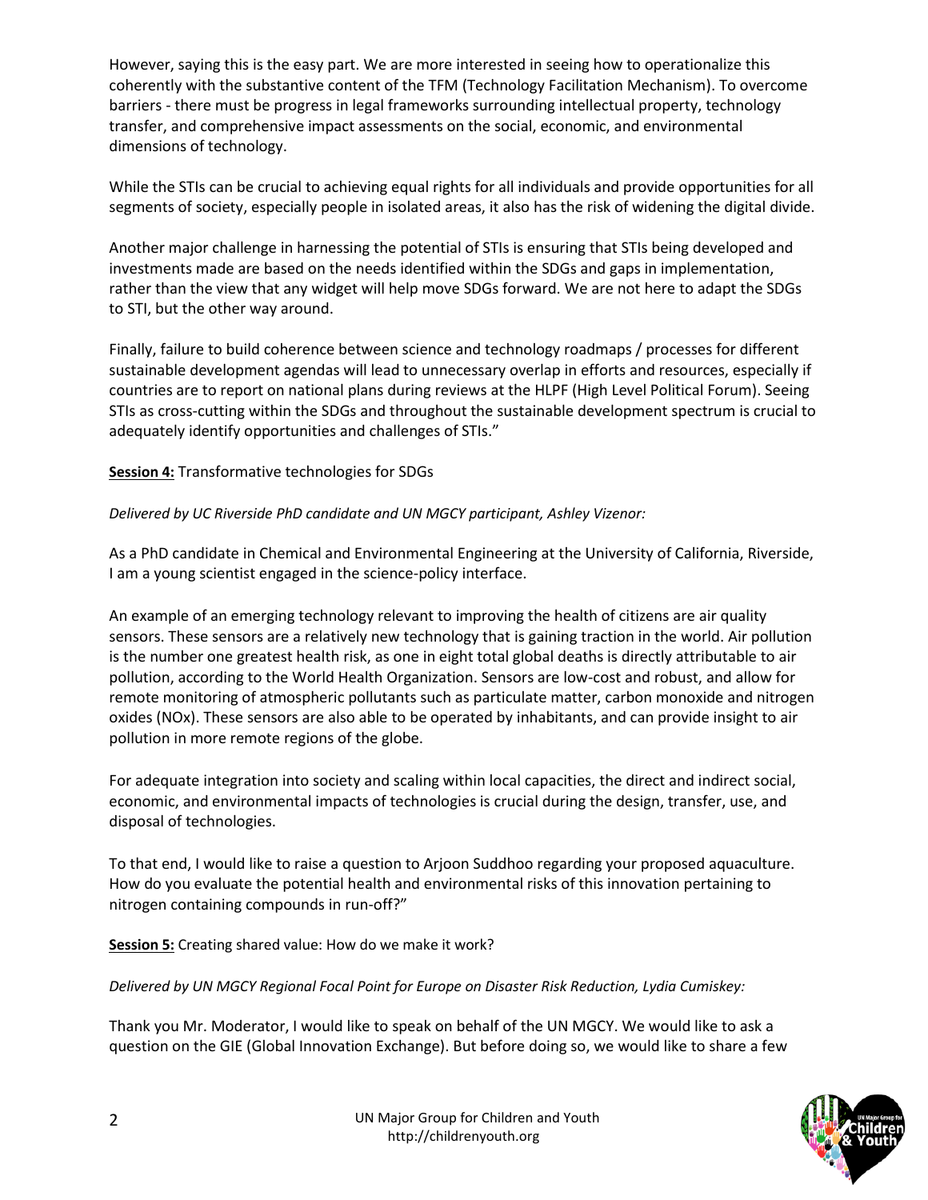However, saying this is the easy part. We are more interested in seeing how to operationalize this coherently with the substantive content of the TFM (Technology Facilitation Mechanism). To overcome barriers - there must be progress in legal frameworks surrounding intellectual property, technology transfer, and comprehensive impact assessments on the social, economic, and environmental dimensions of technology.

While the STIs can be crucial to achieving equal rights for all individuals and provide opportunities for all segments of society, especially people in isolated areas, it also has the risk of widening the digital divide.

Another major challenge in harnessing the potential of STIs is ensuring that STIs being developed and investments made are based on the needs identified within the SDGs and gaps in implementation, rather than the view that any widget will help move SDGs forward. We are not here to adapt the SDGs to STI, but the other way around.

Finally, failure to build coherence between science and technology roadmaps / processes for different sustainable development agendas will lead to unnecessary overlap in efforts and resources, especially if countries are to report on national plans during reviews at the HLPF (High Level Political Forum). Seeing STIs as cross-cutting within the SDGs and throughout the sustainable development spectrum is crucial to adequately identify opportunities and challenges of STIs."

**Session 4:** Transformative technologies for SDGs

*Delivered by UC Riverside PhD candidate and UN MGCY participant, Ashley Vizenor:*

As a PhD candidate in Chemical and Environmental Engineering at the University of California, Riverside, I am a young scientist engaged in the science-policy interface.

An example of an emerging technology relevant to improving the health of citizens are air quality sensors. These sensors are a relatively new technology that is gaining traction in the world. Air pollution is the number one greatest health risk, as one in eight total global deaths is directly attributable to air pollution, according to the World Health Organization. Sensors are low-cost and robust, and allow for remote monitoring of atmospheric pollutants such as particulate matter, carbon monoxide and nitrogen oxides (NOx). These sensors are also able to be operated by inhabitants, and can provide insight to air pollution in more remote regions of the globe.

For adequate integration into society and scaling within local capacities, the direct and indirect social, economic, and environmental impacts of technologies is crucial during the design, transfer, use, and disposal of technologies.

To that end, I would like to raise a question to Arjoon Suddhoo regarding your proposed aquaculture. How do you evaluate the potential health and environmental risks of this innovation pertaining to nitrogen containing compounds in run-off?"

**Session 5:** Creating shared value: How do we make it work?

*Delivered by UN MGCY Regional Focal Point for Europe on Disaster Risk Reduction, Lydia Cumiskey:*

Thank you Mr. Moderator, I would like to speak on behalf of the UN MGCY. We would like to ask a question on the GIE (Global Innovation Exchange). But before doing so, we would like to share a few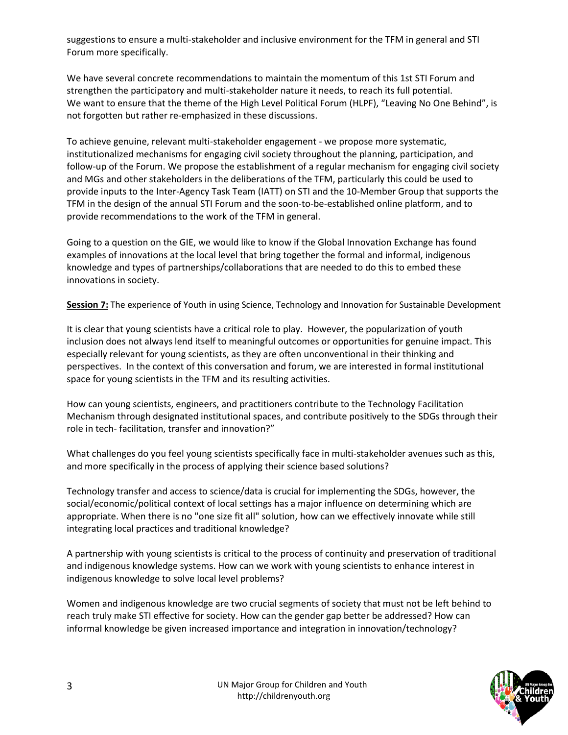suggestions to ensure a multi-stakeholder and inclusive environment for the TFM in general and STI Forum more specifically.

We have several concrete recommendations to maintain the momentum of this 1st STI Forum and strengthen the participatory and multi-stakeholder nature it needs, to reach its full potential. We want to ensure that the theme of the High Level Political Forum (HLPF), "Leaving No One Behind", is not forgotten but rather re-emphasized in these discussions.

To achieve genuine, relevant multi-stakeholder engagement - we propose more systematic, institutionalized mechanisms for engaging civil society throughout the planning, participation, and follow-up of the Forum. We propose the establishment of a regular mechanism for engaging civil society and MGs and other stakeholders in the deliberations of the TFM, particularly this could be used to provide inputs to the Inter-Agency Task Team (IATT) on STI and the 10-Member Group that supports the TFM in the design of the annual STI Forum and the soon-to-be-established online platform, and to provide recommendations to the work of the TFM in general.

Going to a question on the GIE, we would like to know if the Global Innovation Exchange has found examples of innovations at the local level that bring together the formal and informal, indigenous knowledge and types of partnerships/collaborations that are needed to do this to embed these innovations in society.

**Session 7:** The experience of Youth in using Science, Technology and Innovation for Sustainable Development

It is clear that young scientists have a critical role to play. However, the popularization of youth inclusion does not always lend itself to meaningful outcomes or opportunities for genuine impact. This especially relevant for young scientists, as they are often unconventional in their thinking and perspectives. In the context of this conversation and forum, we are interested in formal institutional space for young scientists in the TFM and its resulting activities.

How can young scientists, engineers, and practitioners contribute to the Technology Facilitation Mechanism through designated institutional spaces, and contribute positively to the SDGs through their role in tech- facilitation, transfer and innovation?"

What challenges do you feel young scientists specifically face in multi-stakeholder avenues such as this, and more specifically in the process of applying their science based solutions?

Technology transfer and access to science/data is crucial for implementing the SDGs, however, the social/economic/political context of local settings has a major influence on determining which are appropriate. When there is no "one size fit all" solution, how can we effectively innovate while still integrating local practices and traditional knowledge?

A partnership with young scientists is critical to the process of continuity and preservation of traditional and indigenous knowledge systems. How can we work with young scientists to enhance interest in indigenous knowledge to solve local level problems?

Women and indigenous knowledge are two crucial segments of society that must not be left behind to reach truly make STI effective for society. How can the gender gap better be addressed? How can informal knowledge be given increased importance and integration in innovation/technology?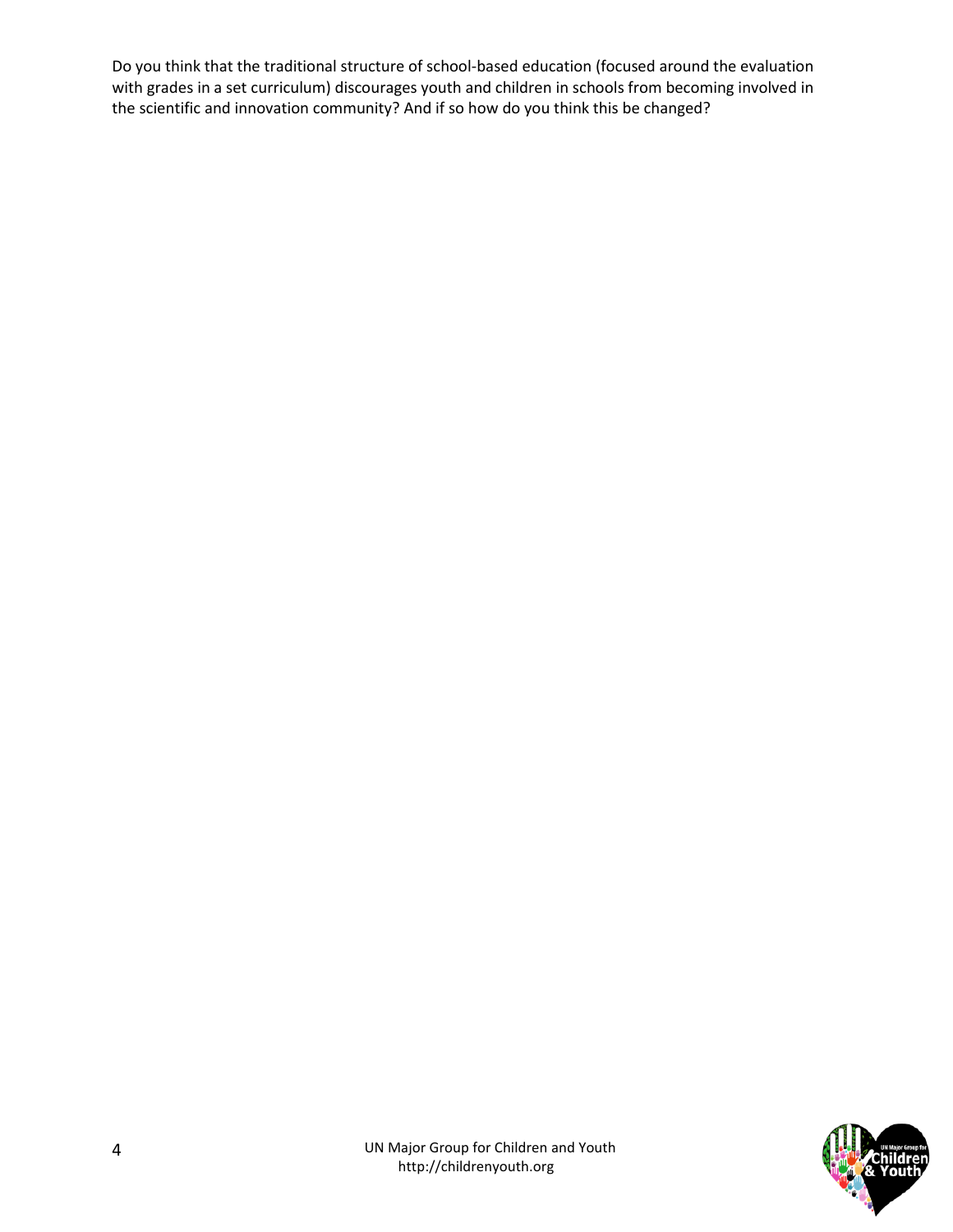Do you think that the traditional structure of school-based education (focused around the evaluation with grades in a set curriculum) discourages youth and children in schools from becoming involved in the scientific and innovation community? And if so how do you think this be changed?